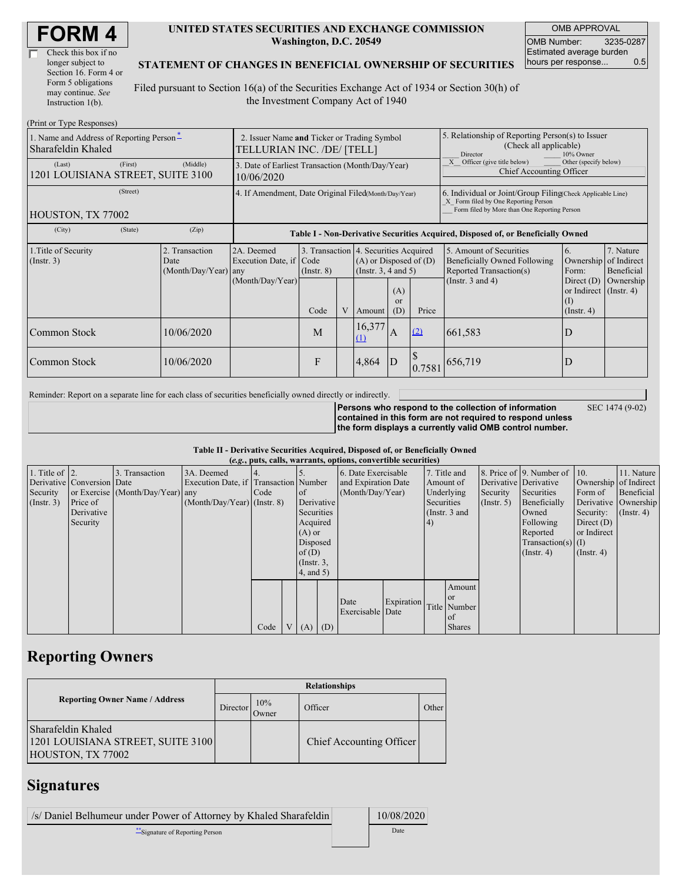# FORM 4

☐ Check this box if no longer subject to Section 16. Form 4 or Form 5 obligations may continue. *See* Instruction 1(b).

**UNITED STATES SECURITIES AND EXCHANGE COMMISSION**
**Washington, D.C. 20549**

**STATEMENT OF CHANGES IN BENEFICIAL OWNERSHIP OF SECURITIES**

Filed pursuant to Section 16(a) of the Securities Exchange Act of 1934 or Section 30(h) of the Investment Company Act of 1940

| OMB APPROVAL | |
|---|---|
| OMB Number: | 3235-0287 |
| Estimated average burden hours per response... | 0.5 |

(Print or Type Responses)

| 1. Name and Address of Reporting Person * | 2. Issuer Name **and** Ticker or Trading Symbol | 5. Relationship of Reporting Person(s) to Issuer (Check all applicable) |
|---|---|---|
| Sharafeldin Khaled | TELLURIAN INC. /DE/ [TELL] | ___ Director ___ 10% Owner |
| (Last) (First) (Middle) 1201 LOUISIANA STREET, SUITE 3100 | 3. Date of Earliest Transaction (Month/Day/Year) 10/06/2020 | _X_ Officer (give title below) ___ Other (specify below) Chief Accounting Officer |
| (Street) HOUSTON, TX 77002 | 4. If Amendment, Date Original Filed (Month/Day/Year) | 6. Individual or Joint/Group Filing (Check Applicable Line) _X_ Form filed by One Reporting Person ___ Form filed by More than One Reporting Person |
| (City) (State) (Zip) | | |

**Table I - Non-Derivative Securities Acquired, Disposed of, or Beneficially Owned**

| 1.Title of Security (Instr. 3) | 2. Transaction Date (Month/Day/Year) | 2A. Deemed Execution Date, if any (Month/Day/Year) | 3. Transaction Code (Instr. 8) | | 4. Securities Acquired (A) or Disposed of (D) (Instr. 3, 4 and 5) | | | 5. Amount of Securities Beneficially Owned Following Reported Transaction(s) (Instr. 3 and 4) | 6. Ownership Form: Direct (D) or Indirect (I) (Instr. 4) | 7. Nature of Indirect Beneficial Ownership (Instr. 4) |
|---|---|---|---|---|---|---|---|---|---|---|
| | | | Code | V | Amount | (A) or (D) | Price | | | |
| Common Stock | 10/06/2020 | | M | | 16,377 (1) | A | (2) | 661,583 | D | |
| Common Stock | 10/06/2020 | | F | | 4,864 | D | $ 0.7581 | 656,719 | D | |

Reminder: Report on a separate line for each class of securities beneficially owned directly or indirectly.

**Persons who respond to the collection of information contained in this form are not required to respond unless the form displays a currently valid OMB control number.** SEC 1474 (9-02)

**Table II - Derivative Securities Acquired, Disposed of, or Beneficially Owned**
**(*e.g.*, puts, calls, warrants, options, convertible securities)**

| 1. Title of Derivative Security (Instr. 3) | 2. Conversion or Exercise Price of Derivative Security | 3. Transaction Date (Month/Day/Year) | 3A. Deemed Execution Date, if any (Month/Day/Year) | 4. Transaction Code (Instr. 8) | | 5. Number of Derivative Securities Acquired (A) or Disposed of (D) (Instr. 3, 4, and 5) | | 6. Date Exercisable and Expiration Date (Month/Day/Year) | | 7. Title and Amount of Underlying Securities (Instr. 3 and 4) | | 8. Price of Derivative Security (Instr. 5) | 9. Number of Derivative Securities Beneficially Owned Following Reported Transaction(s) (Instr. 4) | 10. Ownership Form of Derivative Security: Direct (D) or Indirect (I) (Instr. 4) | 11. Nature of Indirect Beneficial Ownership (Instr. 4) |
|---|---|---|---|---|---|---|---|---|---|---|---|---|---|---|---|
| | | | | Code | V | (A) | (D) | Date Exercisable | Expiration Date | Title | Amount or Number of Shares | | | | |

## Reporting Owners

| Reporting Owner Name / Address | Relationships | | | |
|---|---|---|---|---|
| | Director | 10% Owner | Officer | Other |
| Sharafeldin Khaled 1201 LOUISIANA STREET, SUITE 3100 HOUSTON, TX 77002 | | | Chief Accounting Officer | |

## Signatures

| /s/ Daniel Belhumeur under Power of Attorney by Khaled Sharafeldin | 10/08/2020 |
|---|---|
| **Signature of Reporting Person | Date |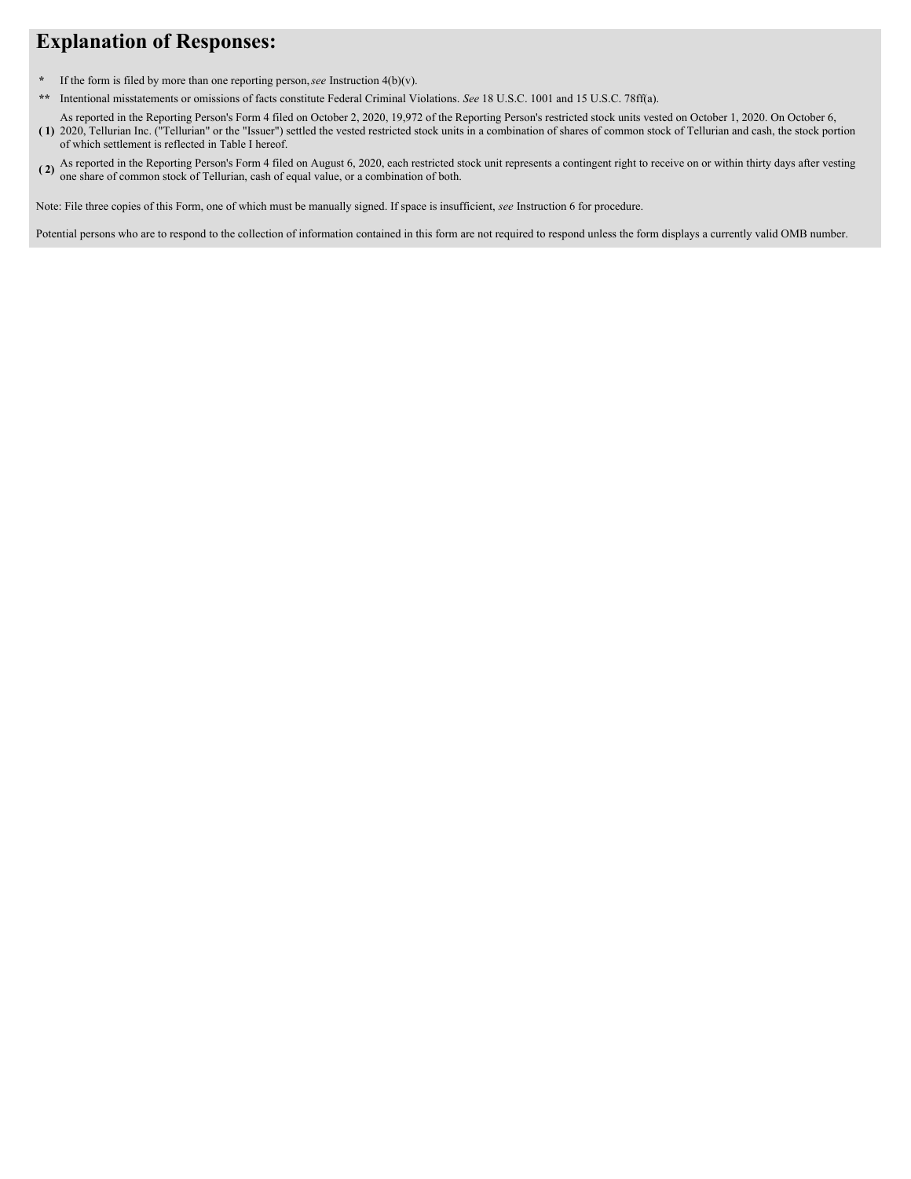# Explanation of Responses:

\* If the form is filed by more than one reporting person, *see* Instruction 4(b)(v).

\*\* Intentional misstatements or omissions of facts constitute Federal Criminal Violations. *See* 18 U.S.C. 1001 and 15 U.S.C. 78ff(a).

( 1) As reported in the Reporting Person's Form 4 filed on October 2, 2020, 19,972 of the Reporting Person's restricted stock units vested on October 1, 2020. On October 6, 2020, Tellurian Inc. ("Tellurian" or the "Issuer") settled the vested restricted stock units in a combination of shares of common stock of Tellurian and cash, the stock portion of which settlement is reflected in Table I hereof.

( 2) As reported in the Reporting Person's Form 4 filed on August 6, 2020, each restricted stock unit represents a contingent right to receive on or within thirty days after vesting one share of common stock of Tellurian, cash of equal value, or a combination of both.

Note: File three copies of this Form, one of which must be manually signed. If space is insufficient, *see* Instruction 6 for procedure.

Potential persons who are to respond to the collection of information contained in this form are not required to respond unless the form displays a currently valid OMB number.